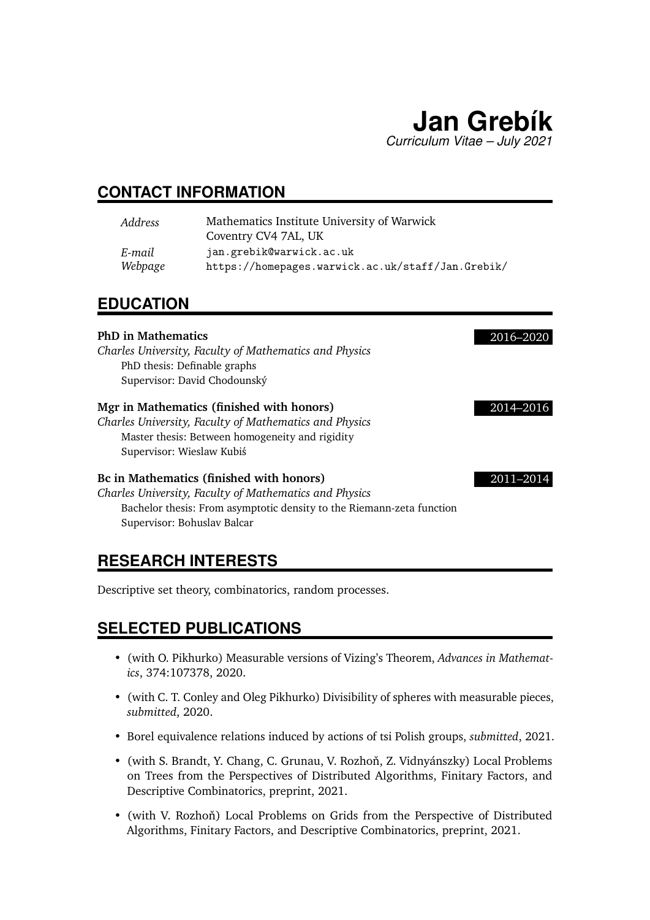# Jan Grebík

*Curriculum Vitae – July 2021*

## CONTACT INFORMATION

| | |
|---|---|
| *Address* | Mathematics Institute University of Warwick<br>Coventry CV4 7AL, UK |
| *E-mail* | `jan.grebik@warwick.ac.uk` |
| *Webpage* | `https://homepages.warwick.ac.uk/staff/Jan.Grebik/` |

## EDUCATION

**PhD in Mathematics** — 2016–2020
*Charles University, Faculty of Mathematics and Physics*
PhD thesis: Definable graphs
Supervisor: David Chodounský

**Mgr in Mathematics (finished with honors)** — 2014–2016
*Charles University, Faculty of Mathematics and Physics*
Master thesis: Between homogeneity and rigidity
Supervisor: Wieslaw Kubiś

**Bc in Mathematics (finished with honors)** — 2011–2014
*Charles University, Faculty of Mathematics and Physics*
Bachelor thesis: From asymptotic density to the Riemann-zeta function
Supervisor: Bohuslav Balcar

## RESEARCH INTERESTS

Descriptive set theory, combinatorics, random processes.

## SELECTED PUBLICATIONS

- (with O. Pikhurko) Measurable versions of Vizing's Theorem, *Advances in Mathematics*, 374:107378, 2020.
- (with C. T. Conley and Oleg Pikhurko) Divisibility of spheres with measurable pieces, *submitted*, 2020.
- Borel equivalence relations induced by actions of tsi Polish groups, *submitted*, 2021.
- (with S. Brandt, Y. Chang, C. Grunau, V. Rozhoň, Z. Vidnyánszky) Local Problems on Trees from the Perspectives of Distributed Algorithms, Finitary Factors, and Descriptive Combinatorics, preprint, 2021.
- (with V. Rozhoň) Local Problems on Grids from the Perspective of Distributed Algorithms, Finitary Factors, and Descriptive Combinatorics, preprint, 2021.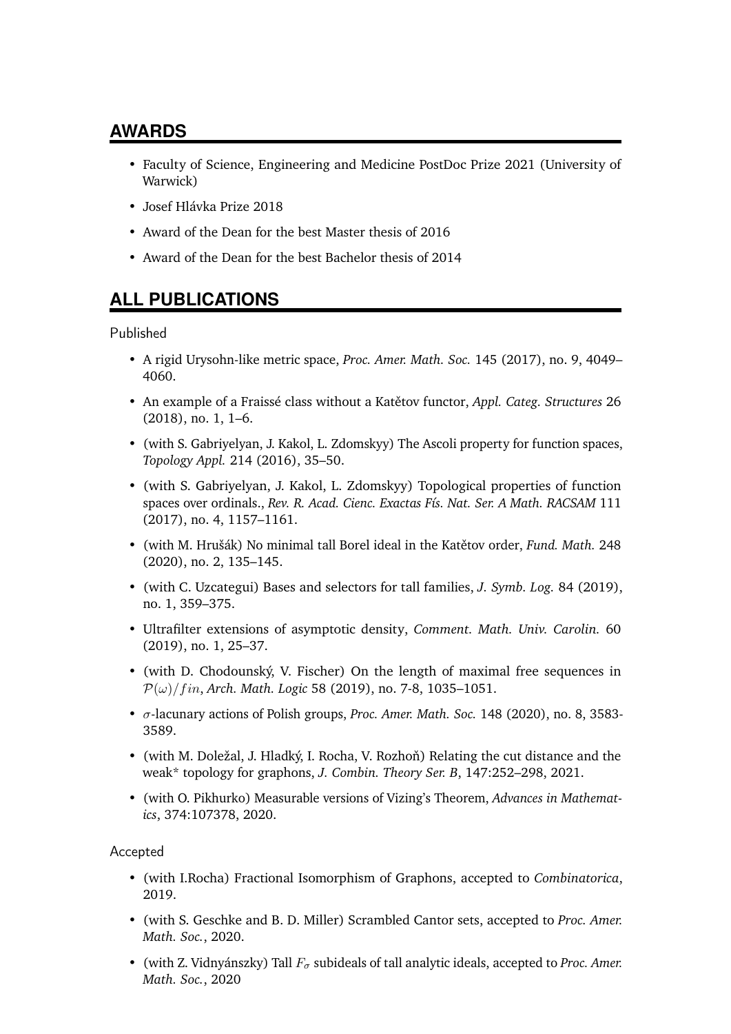## AWARDS

- Faculty of Science, Engineering and Medicine PostDoc Prize 2021 (University of Warwick)
- Josef Hlávka Prize 2018
- Award of the Dean for the best Master thesis of 2016
- Award of the Dean for the best Bachelor thesis of 2014

## ALL PUBLICATIONS

Published

- A rigid Urysohn-like metric space, *Proc. Amer. Math. Soc.* 145 (2017), no. 9, 4049–4060.
- An example of a Fraissé class without a Katětov functor, *Appl. Categ. Structures* 26 (2018), no. 1, 1–6.
- (with S. Gabriyelyan, J. Kakol, L. Zdomskyy) The Ascoli property for function spaces, *Topology Appl.* 214 (2016), 35–50.
- (with S. Gabriyelyan, J. Kakol, L. Zdomskyy) Topological properties of function spaces over ordinals., *Rev. R. Acad. Cienc. Exactas Fís. Nat. Ser. A Math. RACSAM* 111 (2017), no. 4, 1157–1161.
- (with M. Hrušák) No minimal tall Borel ideal in the Katětov order, *Fund. Math.* 248 (2020), no. 2, 135–145.
- (with C. Uzcategui) Bases and selectors for tall families, *J. Symb. Log.* 84 (2019), no. 1, 359–375.
- Ultrafilter extensions of asymptotic density, *Comment. Math. Univ. Carolin.* 60 (2019), no. 1, 25–37.
- (with D. Chodounský, V. Fischer) On the length of maximal free sequences in $\mathcal{P}(\omega)/fin$, *Arch. Math. Logic* 58 (2019), no. 7-8, 1035–1051.
- $\sigma$-lacunary actions of Polish groups, *Proc. Amer. Math. Soc.* 148 (2020), no. 8, 3583-3589.
- (with M. Doležal, J. Hladký, I. Rocha, V. Rozhoň) Relating the cut distance and the weak* topology for graphons, *J. Combin. Theory Ser. B*, 147:252–298, 2021.
- (with O. Pikhurko) Measurable versions of Vizing's Theorem, *Advances in Mathematics*, 374:107378, 2020.

Accepted

- (with I.Rocha) Fractional Isomorphism of Graphons, accepted to *Combinatorica*, 2019.
- (with S. Geschke and B. D. Miller) Scrambled Cantor sets, accepted to *Proc. Amer. Math. Soc.*, 2020.
- (with Z. Vidnyánszky) Tall $F_\sigma$ subideals of tall analytic ideals, accepted to *Proc. Amer. Math. Soc.*, 2020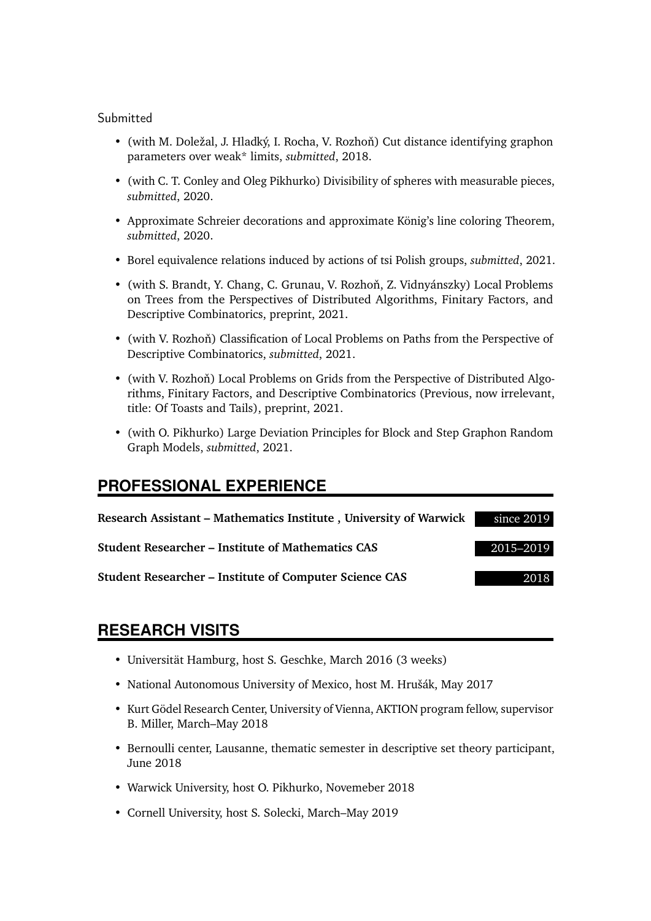Submitted

- (with M. Doležal, J. Hladký, I. Rocha, V. Rozhoň) Cut distance identifying graphon parameters over weak* limits, *submitted*, 2018.
- (with C. T. Conley and Oleg Pikhurko) Divisibility of spheres with measurable pieces, *submitted*, 2020.
- Approximate Schreier decorations and approximate König's line coloring Theorem, *submitted*, 2020.
- Borel equivalence relations induced by actions of tsi Polish groups, *submitted*, 2021.
- (with S. Brandt, Y. Chang, C. Grunau, V. Rozhoň, Z. Vidnyánszky) Local Problems on Trees from the Perspectives of Distributed Algorithms, Finitary Factors, and Descriptive Combinatorics, preprint, 2021.
- (with V. Rozhoň) Classification of Local Problems on Paths from the Perspective of Descriptive Combinatorics, *submitted*, 2021.
- (with V. Rozhoň) Local Problems on Grids from the Perspective of Distributed Algorithms, Finitary Factors, and Descriptive Combinatorics (Previous, now irrelevant, title: Of Toasts and Tails), preprint, 2021.
- (with O. Pikhurko) Large Deviation Principles for Block and Step Graphon Random Graph Models, *submitted*, 2021.

## PROFESSIONAL EXPERIENCE

**Research Assistant – Mathematics Institute , University of Warwick** — since 2019

**Student Researcher – Institute of Mathematics CAS** — 2015–2019

**Student Researcher – Institute of Computer Science CAS** — 2018

## RESEARCH VISITS

- Universität Hamburg, host S. Geschke, March 2016 (3 weeks)
- National Autonomous University of Mexico, host M. Hrušák, May 2017
- Kurt Gödel Research Center, University of Vienna, AKTION program fellow, supervisor B. Miller, March–May 2018
- Bernoulli center, Lausanne, thematic semester in descriptive set theory participant, June 2018
- Warwick University, host O. Pikhurko, Novemeber 2018
- Cornell University, host S. Solecki, March–May 2019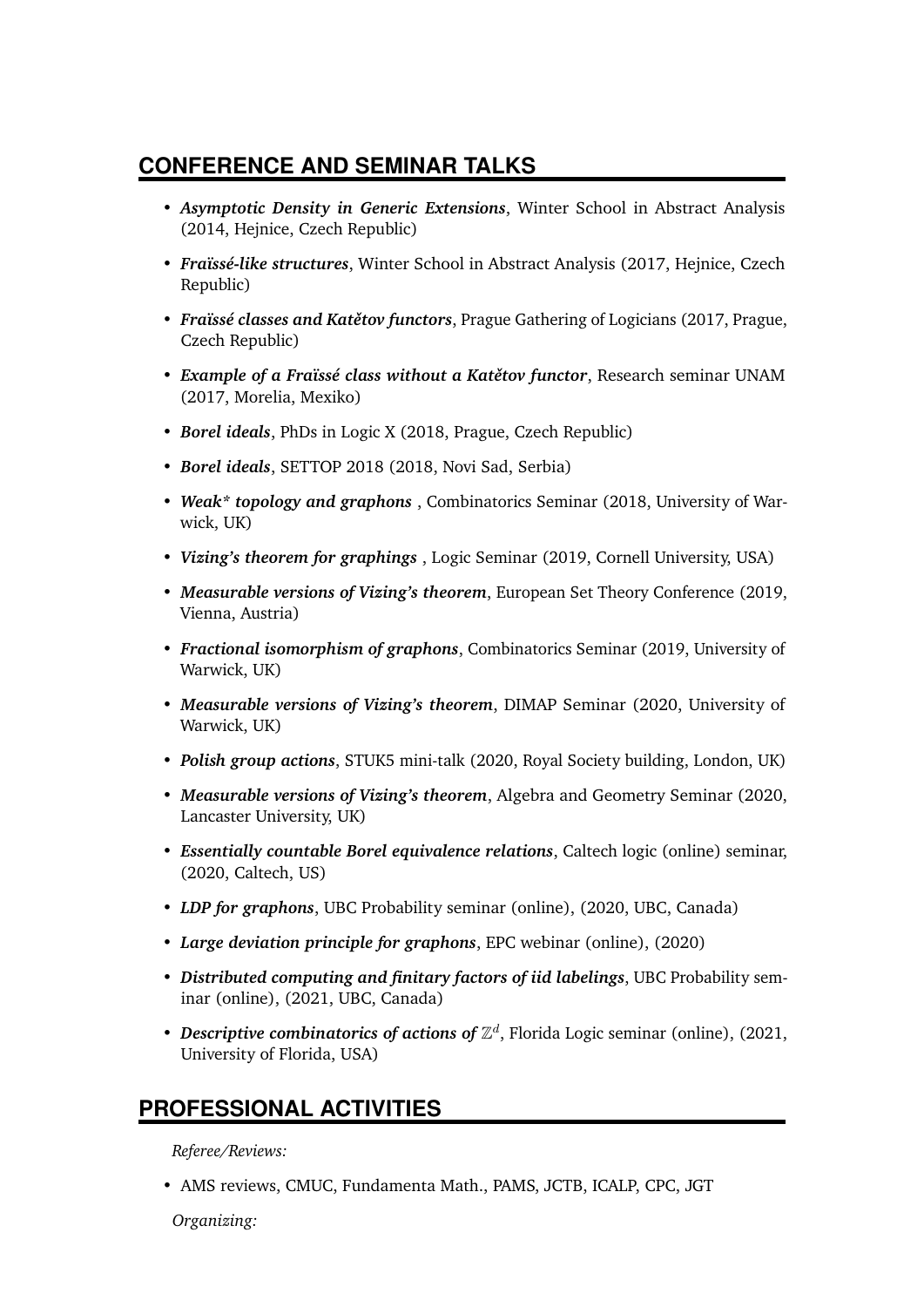## CONFERENCE AND SEMINAR TALKS

- ***Asymptotic Density in Generic Extensions***, Winter School in Abstract Analysis (2014, Hejnice, Czech Republic)
- ***Fraïssé-like structures***, Winter School in Abstract Analysis (2017, Hejnice, Czech Republic)
- ***Fraïssé classes and Katětov functors***, Prague Gathering of Logicians (2017, Prague, Czech Republic)
- ***Example of a Fraïssé class without a Katětov functor***, Research seminar UNAM (2017, Morelia, Mexiko)
- ***Borel ideals***, PhDs in Logic X (2018, Prague, Czech Republic)
- ***Borel ideals***, SETTOP 2018 (2018, Novi Sad, Serbia)
- ***Weak* topology and graphons*** , Combinatorics Seminar (2018, University of Warwick, UK)
- ***Vizing's theorem for graphings*** , Logic Seminar (2019, Cornell University, USA)
- ***Measurable versions of Vizing's theorem***, European Set Theory Conference (2019, Vienna, Austria)
- ***Fractional isomorphism of graphons***, Combinatorics Seminar (2019, University of Warwick, UK)
- ***Measurable versions of Vizing's theorem***, DIMAP Seminar (2020, University of Warwick, UK)
- ***Polish group actions***, STUK5 mini-talk (2020, Royal Society building, London, UK)
- ***Measurable versions of Vizing's theorem***, Algebra and Geometry Seminar (2020, Lancaster University, UK)
- ***Essentially countable Borel equivalence relations***, Caltech logic (online) seminar, (2020, Caltech, US)
- ***LDP for graphons***, UBC Probability seminar (online), (2020, UBC, Canada)
- ***Large deviation principle for graphons***, EPC webinar (online), (2020)
- ***Distributed computing and finitary factors of iid labelings***, UBC Probability seminar (online), (2021, UBC, Canada)
- ***Descriptive combinatorics of actions of $\mathbb{Z}^d$***, Florida Logic seminar (online), (2021, University of Florida, USA)

## PROFESSIONAL ACTIVITIES

*Referee/Reviews:*

- AMS reviews, CMUC, Fundamenta Math., PAMS, JCTB, ICALP, CPC, JGT

*Organizing:*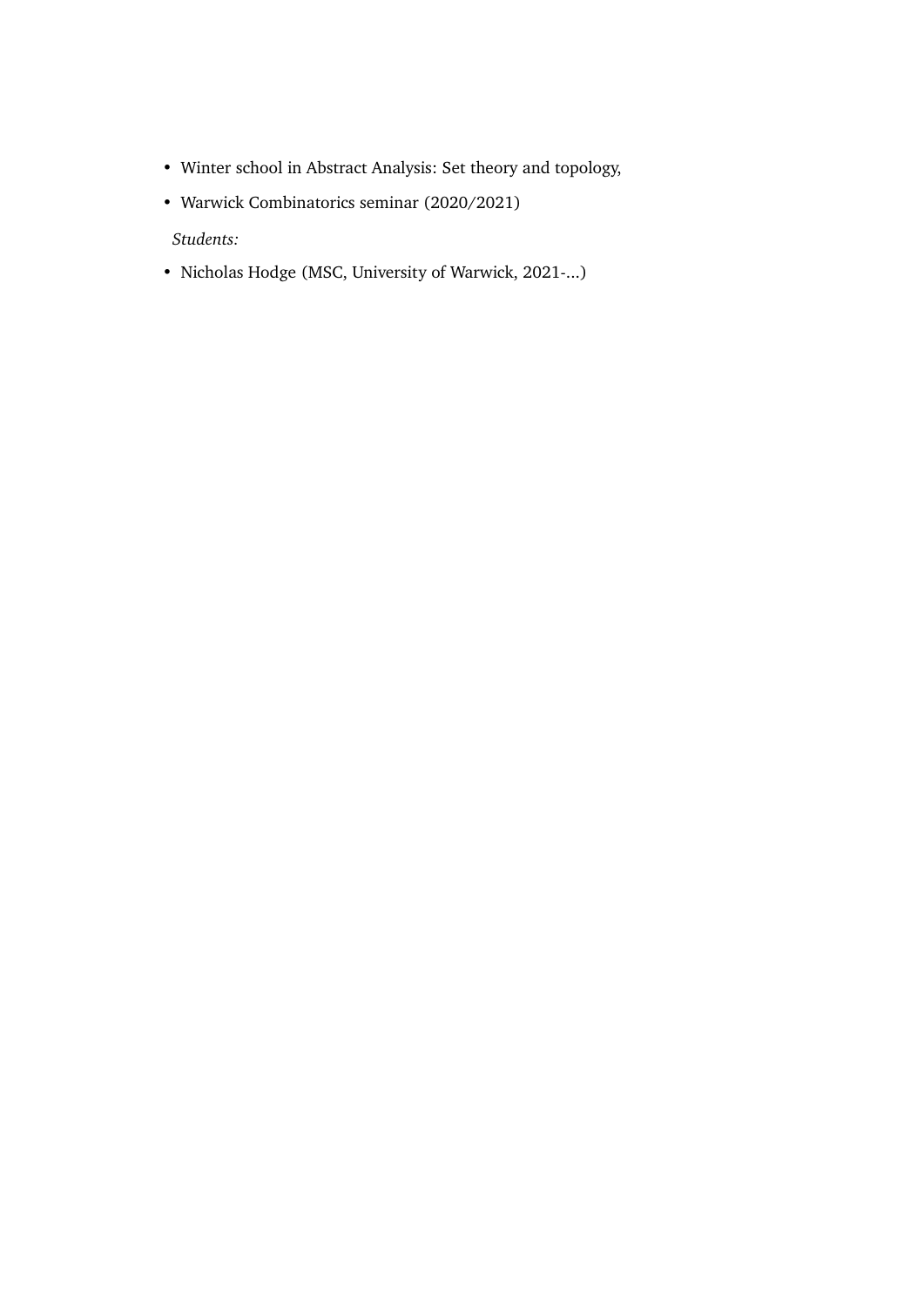- Winter school in Abstract Analysis: Set theory and topology,
- Warwick Combinatorics seminar (2020/2021)

*Students:*

- Nicholas Hodge (MSC, University of Warwick, 2021-...)